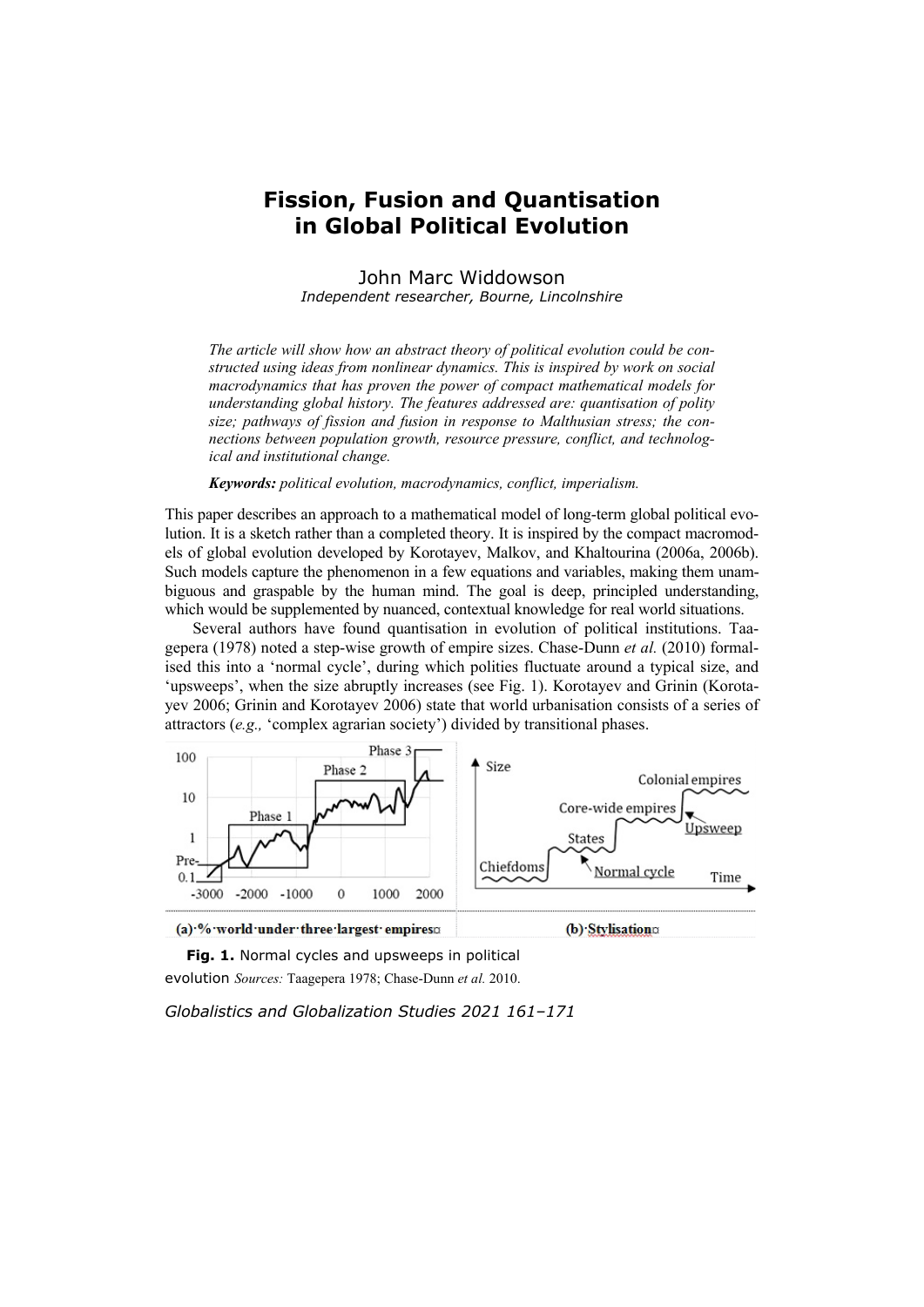# Fission, Fusion and Quantisation in Global Political Evolution

John Marc Widdowson
*Independent researcher, Bourne, Lincolnshire*

*The article will show how an abstract theory of political evolution could be constructed using ideas from nonlinear dynamics. This is inspired by work on social macrodynamics that has proven the power of compact mathematical models for understanding global history. The features addressed are: quantisation of polity size; pathways of fission and fusion in response to Malthusian stress; the connections between population growth, resource pressure, conflict, and technological and institutional change.*

***Keywords:*** *political evolution, macrodynamics, conflict, imperialism.*

This paper describes an approach to a mathematical model of long-term global political evolution. It is a sketch rather than a completed theory. It is inspired by the compact macromodels of global evolution developed by Korotayev, Malkov, and Khaltourina (2006a, 2006b). Such models capture the phenomenon in a few equations and variables, making them unambiguous and graspable by the human mind. The goal is deep, principled understanding, which would be supplemented by nuanced, contextual knowledge for real world situations.

Several authors have found quantisation in evolution of political institutions. Taagepera (1978) noted a step-wise growth of empire sizes. Chase-Dunn *et al.* (2010) formalised this into a 'normal cycle', during which polities fluctuate around a typical size, and 'upsweeps', when the size abruptly increases (see Fig. 1). Korotayev and Grinin (Korotayev 2006; Grinin and Korotayev 2006) state that world urbanisation consists of a series of attractors (*e.g.,* 'complex agrarian society') divided by transitional phases.

(a) % world under three largest empires

(b) Stylisation

**Fig. 1.** Normal cycles and upsweeps in political evolution *Sources:* Taagepera 1978; Chase-Dunn *et al.* 2010.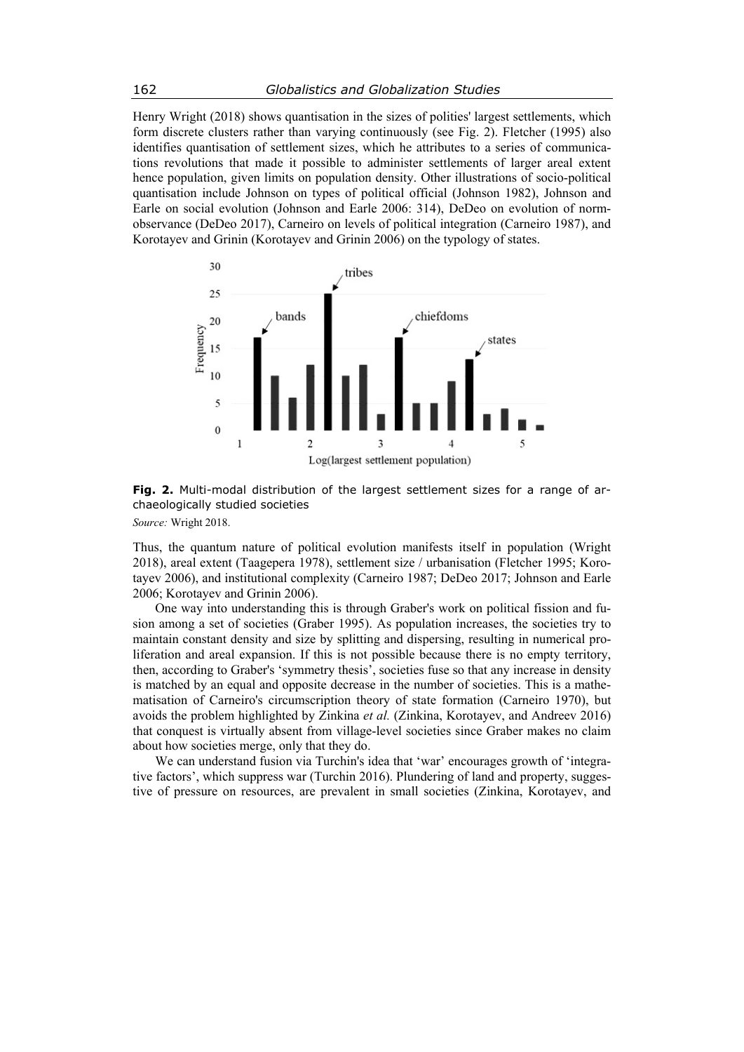Henry Wright (2018) shows quantisation in the sizes of polities' largest settlements, which form discrete clusters rather than varying continuously (see Fig. 2). Fletcher (1995) also identifies quantisation of settlement sizes, which he attributes to a series of communications revolutions that made it possible to administer settlements of larger areal extent hence population, given limits on population density. Other illustrations of socio-political quantisation include Johnson on types of political official (Johnson 1982), Johnson and Earle on social evolution (Johnson and Earle 2006: 314), DeDeo on evolution of norm-observance (DeDeo 2017), Carneiro on levels of political integration (Carneiro 1987), and Korotayev and Grinin (Korotayev and Grinin 2006) on the typology of states.

**Fig. 2.** Multi-modal distribution of the largest settlement sizes for a range of archaeologically studied societies

*Source:* Wright 2018.

Thus, the quantum nature of political evolution manifests itself in population (Wright 2018), areal extent (Taagepera 1978), settlement size / urbanisation (Fletcher 1995; Korotayev 2006), and institutional complexity (Carneiro 1987; DeDeo 2017; Johnson and Earle 2006; Korotayev and Grinin 2006).

One way into understanding this is through Graber's work on political fission and fusion among a set of societies (Graber 1995). As population increases, the societies try to maintain constant density and size by splitting and dispersing, resulting in numerical proliferation and areal expansion. If this is not possible because there is no empty territory, then, according to Graber's 'symmetry thesis', societies fuse so that any increase in density is matched by an equal and opposite decrease in the number of societies. This is a mathematisation of Carneiro's circumscription theory of state formation (Carneiro 1970), but avoids the problem highlighted by Zinkina *et al.* (Zinkina, Korotayev, and Andreev 2016) that conquest is virtually absent from village-level societies since Graber makes no claim about how societies merge, only that they do.

We can understand fusion via Turchin's idea that 'war' encourages growth of 'integrative factors', which suppress war (Turchin 2016). Plundering of land and property, suggestive of pressure on resources, are prevalent in small societies (Zinkina, Korotayev, and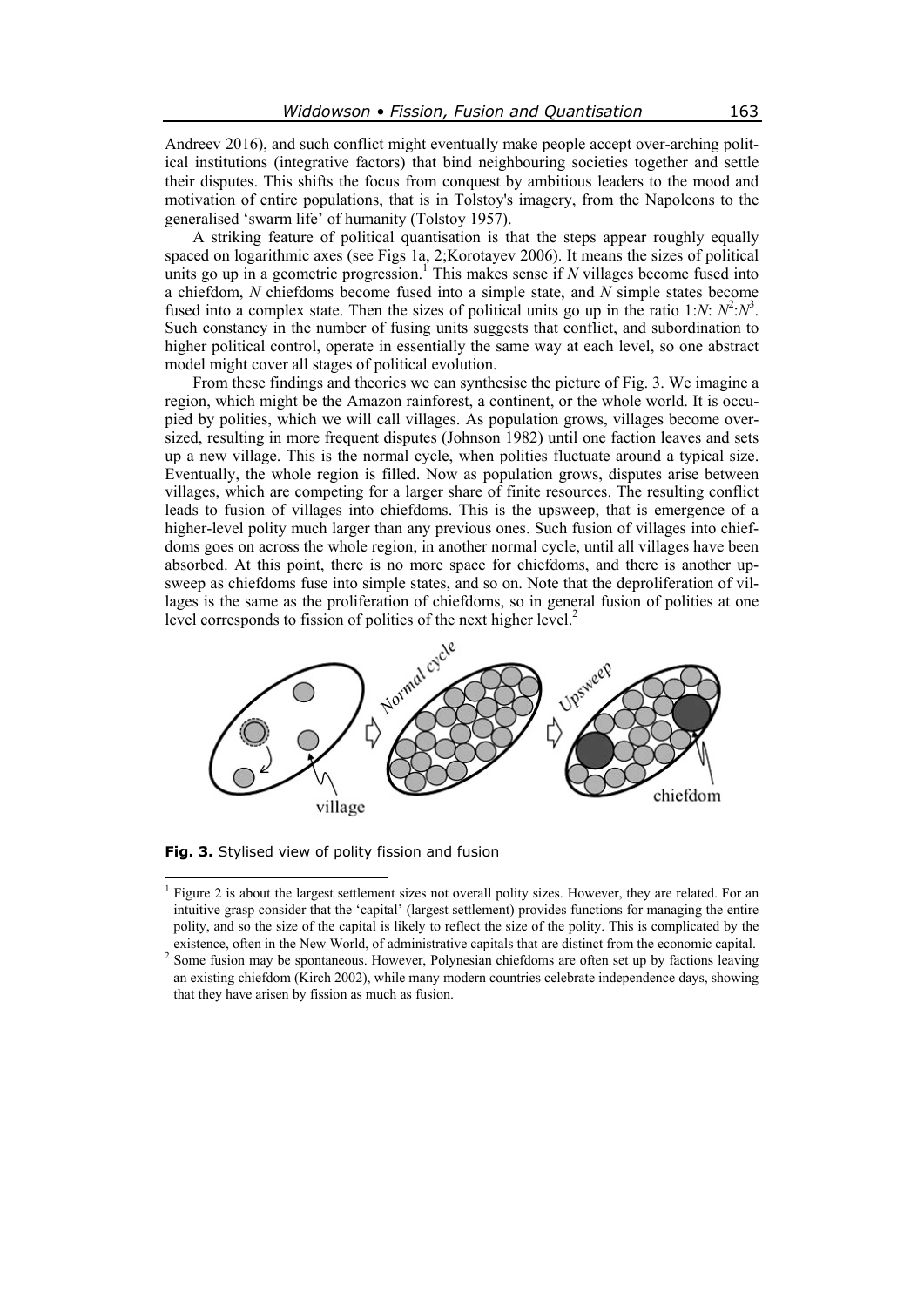Andreev 2016), and such conflict might eventually make people accept over-arching political institutions (integrative factors) that bind neighbouring societies together and settle their disputes. This shifts the focus from conquest by ambitious leaders to the mood and motivation of entire populations, that is in Tolstoy's imagery, from the Napoleons to the generalised 'swarm life' of humanity (Tolstoy 1957).

A striking feature of political quantisation is that the steps appear roughly equally spaced on logarithmic axes (see Figs 1a, 2;Korotayev 2006). It means the sizes of political units go up in a geometric progression.[1] This makes sense if $N$ villages become fused into a chiefdom, $N$ chiefdoms become fused into a simple state, and $N$ simple states become fused into a complex state. Then the sizes of political units go up in the ratio $1:N:N^2:N^3$. Such constancy in the number of fusing units suggests that conflict, and subordination to higher political control, operate in essentially the same way at each level, so one abstract model might cover all stages of political evolution.

From these findings and theories we can synthesise the picture of Fig. 3. We imagine a region, which might be the Amazon rainforest, a continent, or the whole world. It is occupied by polities, which we will call villages. As population grows, villages become oversized, resulting in more frequent disputes (Johnson 1982) until one faction leaves and sets up a new village. This is the normal cycle, when polities fluctuate around a typical size. Eventually, the whole region is filled. Now as population grows, disputes arise between villages, which are competing for a larger share of finite resources. The resulting conflict leads to fusion of villages into chiefdoms. This is the upsweep, that is emergence of a higher-level polity much larger than any previous ones. Such fusion of villages into chiefdoms goes on across the whole region, in another normal cycle, until all villages have been absorbed. At this point, there is no more space for chiefdoms, and there is another upsweep as chiefdoms fuse into simple states, and so on. Note that the deproliferation of villages is the same as the proliferation of chiefdoms, so in general fusion of polities at one level corresponds to fission of polities of the next higher level.[2]

**Fig. 3.** Stylised view of polity fission and fusion

[1] Figure 2 is about the largest settlement sizes not overall polity sizes. However, they are related. For an intuitive grasp consider that the 'capital' (largest settlement) provides functions for managing the entire polity, and so the size of the capital is likely to reflect the size of the polity. This is complicated by the existence, often in the New World, of administrative capitals that are distinct from the economic capital.

[2] Some fusion may be spontaneous. However, Polynesian chiefdoms are often set up by factions leaving an existing chiefdom (Kirch 2002), while many modern countries celebrate independence days, showing that they have arisen by fission as much as fusion.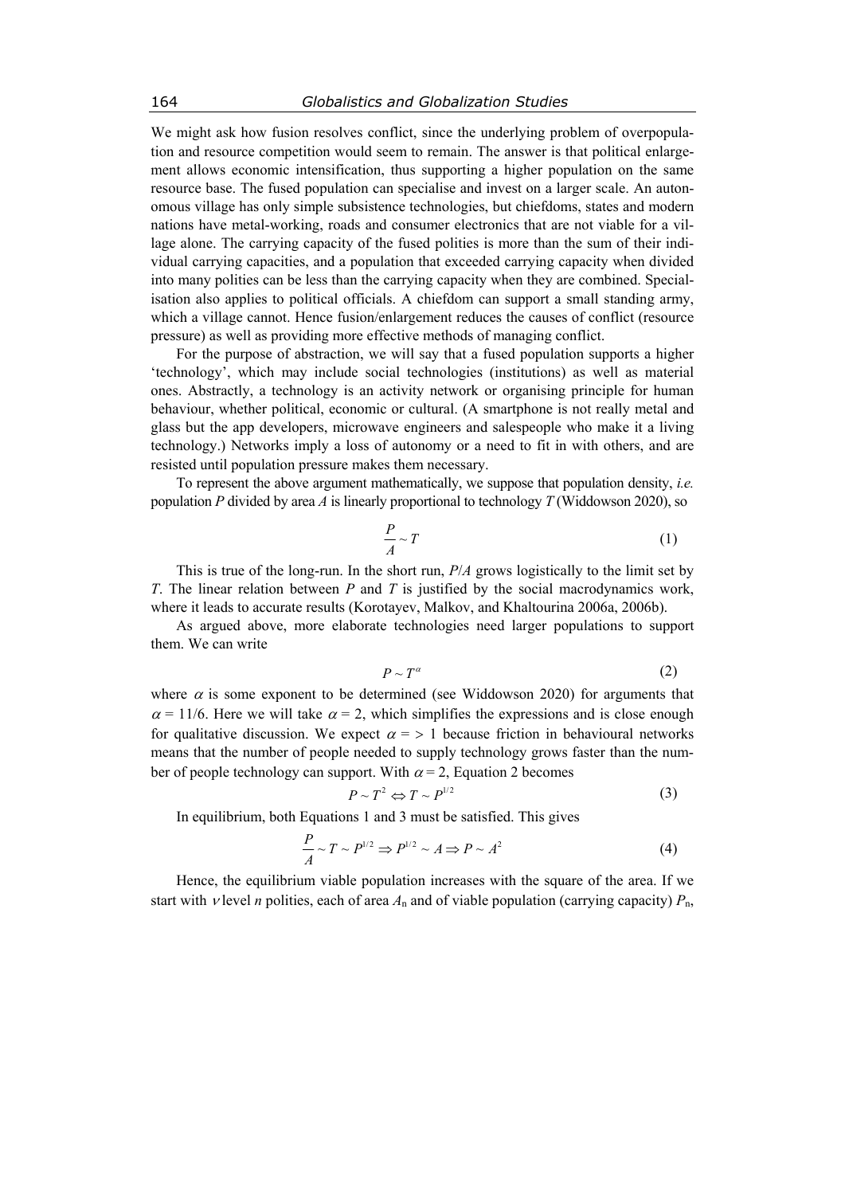We might ask how fusion resolves conflict, since the underlying problem of overpopulation and resource competition would seem to remain. The answer is that political enlargement allows economic intensification, thus supporting a higher population on the same resource base. The fused population can specialise and invest on a larger scale. An autonomous village has only simple subsistence technologies, but chiefdoms, states and modern nations have metal-working, roads and consumer electronics that are not viable for a village alone. The carrying capacity of the fused polities is more than the sum of their individual carrying capacities, and a population that exceeded carrying capacity when divided into many polities can be less than the carrying capacity when they are combined. Specialisation also applies to political officials. A chiefdom can support a small standing army, which a village cannot. Hence fusion/enlargement reduces the causes of conflict (resource pressure) as well as providing more effective methods of managing conflict.

For the purpose of abstraction, we will say that a fused population supports a higher 'technology', which may include social technologies (institutions) as well as material ones. Abstractly, a technology is an activity network or organising principle for human behaviour, whether political, economic or cultural. (A smartphone is not really metal and glass but the app developers, microwave engineers and salespeople who make it a living technology.) Networks imply a loss of autonomy or a need to fit in with others, and are resisted until population pressure makes them necessary.

To represent the above argument mathematically, we suppose that population density, *i.e.* population $P$ divided by area $A$ is linearly proportional to technology $T$ (Widdowson 2020), so

$$\frac{P}{A} \sim T \tag{1}$$

This is true of the long-run. In the short run, $P/A$ grows logistically to the limit set by $T$. The linear relation between $P$ and $T$ is justified by the social macrodynamics work, where it leads to accurate results (Korotayev, Malkov, and Khaltourina 2006a, 2006b).

As argued above, more elaborate technologies need larger populations to support them. We can write

$$P \sim T^{\alpha} \tag{2}$$

where $\alpha$ is some exponent to be determined (see Widdowson 2020) for arguments that $\alpha = 11/6$. Here we will take $\alpha = 2$, which simplifies the expressions and is close enough for qualitative discussion. We expect $\alpha = > 1$ because friction in behavioural networks means that the number of people needed to supply technology grows faster than the number of people technology can support. With $\alpha = 2$, Equation 2 becomes

$$P \sim T^2 \Leftrightarrow T \sim P^{1/2} \tag{3}$$

In equilibrium, both Equations 1 and 3 must be satisfied. This gives

$$\frac{P}{A} \sim T \sim P^{1/2} \Rightarrow P^{1/2} \sim A \Rightarrow P \sim A^2 \tag{4}$$

Hence, the equilibrium viable population increases with the square of the area. If we start with $\nu$ level $n$ polities, each of area $A_n$ and of viable population (carrying capacity) $P_n$,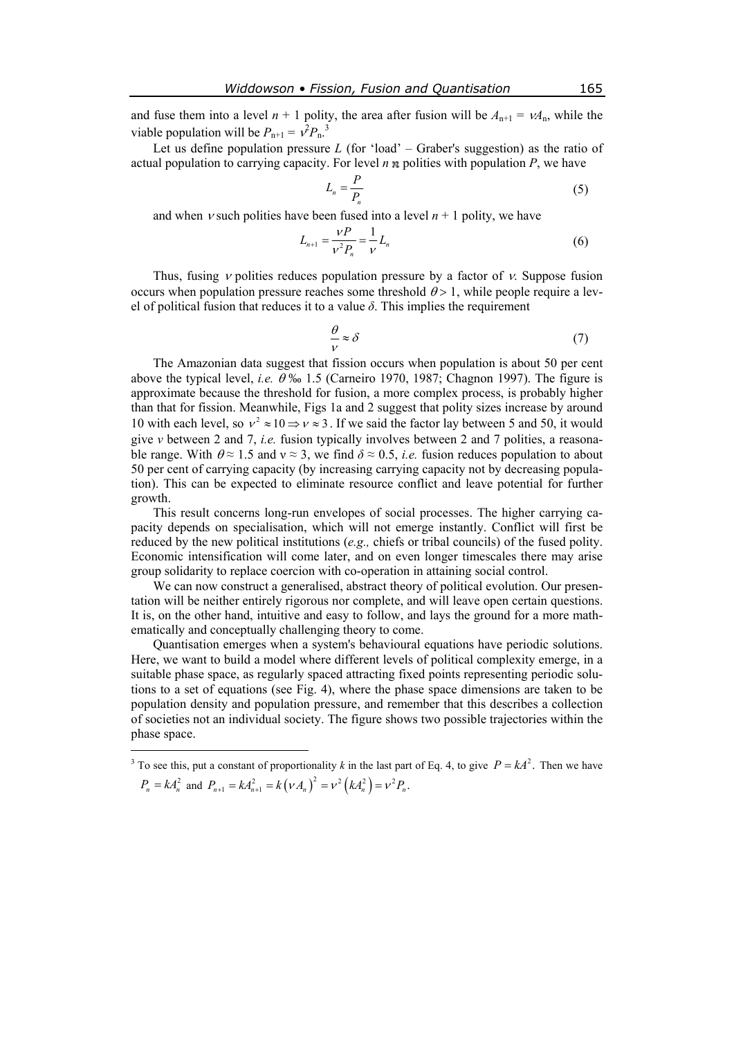and fuse them into a level $n + 1$ polity, the area after fusion will be $A_{n+1} = \nu A_n$, while the viable population will be $P_{n+1} = \nu^2 P_n$.[3]

Let us define population pressure $L$ (for 'load' – Graber's suggestion) as the ratio of actual population to carrying capacity. For level $n$ polities with population $P$, we have

$$L_n = \frac{P}{P_n} \tag{5}$$

and when $\nu$ such polities have been fused into a level $n + 1$ polity, we have

$$L_{n+1} = \frac{\nu P}{\nu^2 P_n} = \frac{1}{\nu} L_n \tag{6}$$

Thus, fusing $\nu$ polities reduces population pressure by a factor of $\nu$. Suppose fusion occurs when population pressure reaches some threshold $\theta > 1$, while people require a level of political fusion that reduces it to a value $\delta$. This implies the requirement

$$\frac{\theta}{\nu} \approx \delta \tag{7}$$

The Amazonian data suggest that fission occurs when population is about 50 per cent above the typical level, *i.e.* $\theta$ ‰ 1.5 (Carneiro 1970, 1987; Chagnon 1997). The figure is approximate because the threshold for fusion, a more complex process, is probably higher than that for fission. Meanwhile, Figs 1a and 2 suggest that polity sizes increase by around 10 with each level, so $\nu^2 \approx 10 \Rightarrow \nu \approx 3$. If we said the factor lay between 5 and 50, it would give $\nu$ between 2 and 7, *i.e.* fusion typically involves between 2 and 7 polities, a reasonable range. With $\theta \approx 1.5$ and $\nu \approx 3$, we find $\delta \approx 0.5$, *i.e.* fusion reduces population to about 50 per cent of carrying capacity (by increasing carrying capacity not by decreasing population). This can be expected to eliminate resource conflict and leave potential for further growth.

This result concerns long-run envelopes of social processes. The higher carrying capacity depends on specialisation, which will not emerge instantly. Conflict will first be reduced by the new political institutions (*e.g.,* chiefs or tribal councils) of the fused polity. Economic intensification will come later, and on even longer timescales there may arise group solidarity to replace coercion with co-operation in attaining social control.

We can now construct a generalised, abstract theory of political evolution. Our presentation will be neither entirely rigorous nor complete, and will leave open certain questions. It is, on the other hand, intuitive and easy to follow, and lays the ground for a more mathematically and conceptually challenging theory to come.

Quantisation emerges when a system's behavioural equations have periodic solutions. Here, we want to build a model where different levels of political complexity emerge, in a suitable phase space, as regularly spaced attracting fixed points representing periodic solutions to a set of equations (see Fig. 4), where the phase space dimensions are taken to be population density and population pressure, and remember that this describes a collection of societies not an individual society. The figure shows two possible trajectories within the phase space.

---

[3] To see this, put a constant of proportionality $k$ in the last part of Eq. 4, to give $P = kA^2$. Then we have $P_n = kA_n^2$ and $P_{n+1} = kA_{n+1}^2 = k\left(\nu A_n\right)^2 = \nu^2\left(kA_n^2\right) = \nu^2 P_n$.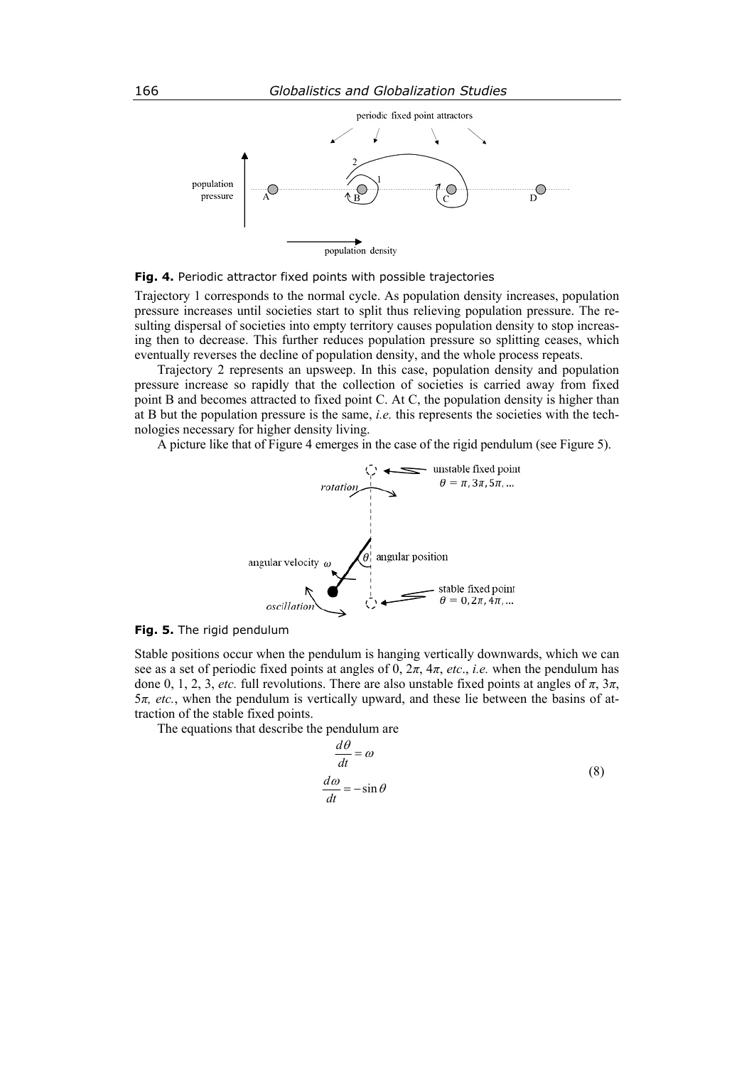Fig. 4. Periodic attractor fixed points with possible trajectories

Trajectory 1 corresponds to the normal cycle. As population density increases, population pressure increases until societies start to split thus relieving population pressure. The resulting dispersal of societies into empty territory causes population density to stop increasing then to decrease. This further reduces population pressure so splitting ceases, which eventually reverses the decline of population density, and the whole process repeats.

Trajectory 2 represents an upsweep. In this case, population density and population pressure increase so rapidly that the collection of societies is carried away from fixed point B and becomes attracted to fixed point C. At C, the population density is higher than at B but the population pressure is the same, *i.e.* this represents the societies with the technologies necessary for higher density living.

A picture like that of Figure 4 emerges in the case of the rigid pendulum (see Figure 5).

Fig. 5. The rigid pendulum

Stable positions occur when the pendulum is hanging vertically downwards, which we can see as a set of periodic fixed points at angles of 0, $2\pi$, $4\pi$, *etc*., *i.e.* when the pendulum has done 0, 1, 2, 3, *etc.* full revolutions. There are also unstable fixed points at angles of $\pi$, $3\pi$, $5\pi$, *etc.*, when the pendulum is vertically upward, and these lie between the basins of attraction of the stable fixed points.

The equations that describe the pendulum are

$$\frac{d\theta}{dt} = \omega$$
$$\frac{d\omega}{dt} = -\sin\theta \tag{8}$$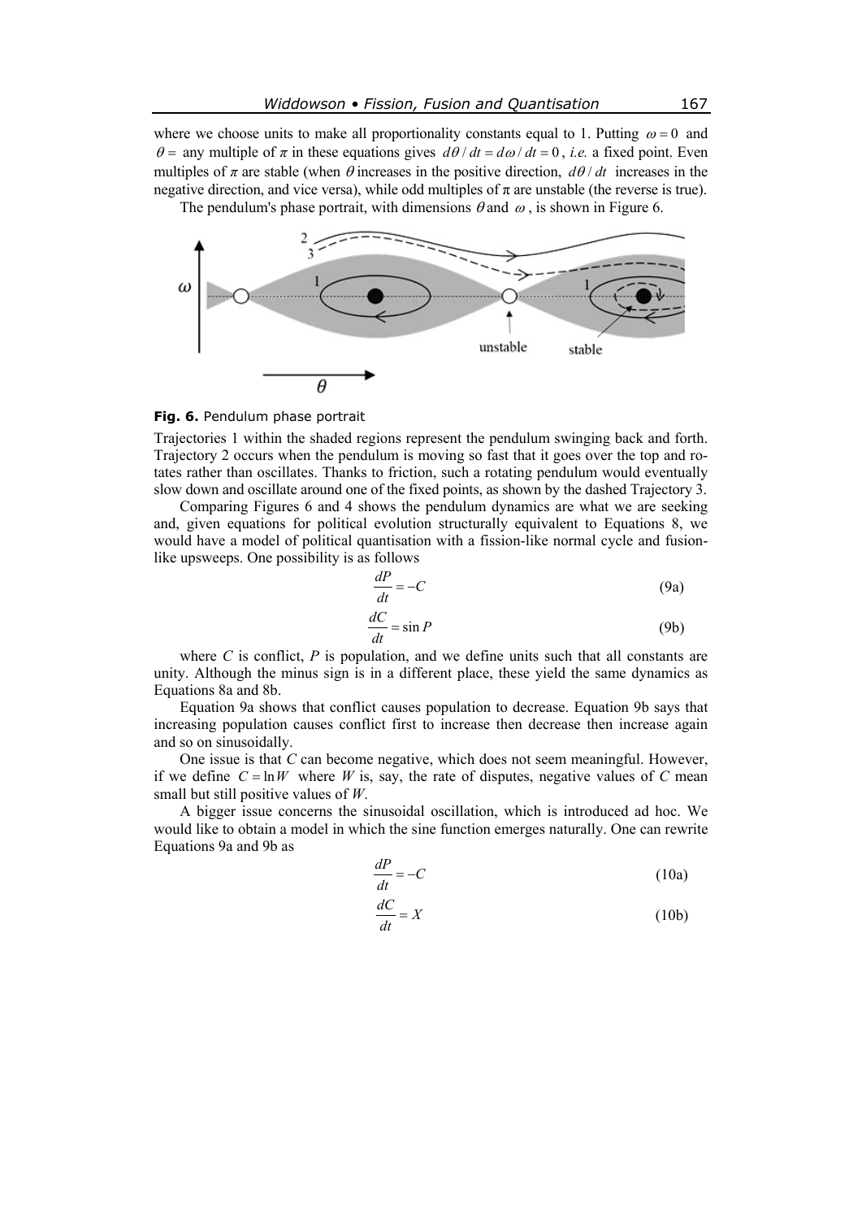where we choose units to make all proportionality constants equal to 1. Putting $\omega = 0$ and $\theta =$ any multiple of $\pi$ in these equations gives $d\theta / dt = d\omega / dt = 0$, *i.e.* a fixed point. Even multiples of $\pi$ are stable (when $\theta$ increases in the positive direction, $d\theta / dt$ increases in the negative direction, and vice versa), while odd multiples of $\pi$ are unstable (the reverse is true).

The pendulum's phase portrait, with dimensions $\theta$ and $\omega$, is shown in Figure 6.

**Fig. 6.** Pendulum phase portrait

Trajectories 1 within the shaded regions represent the pendulum swinging back and forth. Trajectory 2 occurs when the pendulum is moving so fast that it goes over the top and rotates rather than oscillates. Thanks to friction, such a rotating pendulum would eventually slow down and oscillate around one of the fixed points, as shown by the dashed Trajectory 3.

Comparing Figures 6 and 4 shows the pendulum dynamics are what we are seeking and, given equations for political evolution structurally equivalent to Equations 8, we would have a model of political quantisation with a fission-like normal cycle and fusion-like upsweeps. One possibility is as follows

$$\frac{dP}{dt} = -C \tag{9a}$$

$$\frac{dC}{dt} = \sin P \tag{9b}$$

where $C$ is conflict, $P$ is population, and we define units such that all constants are unity. Although the minus sign is in a different place, these yield the same dynamics as Equations 8a and 8b.

Equation 9a shows that conflict causes population to decrease. Equation 9b says that increasing population causes conflict first to increase then decrease then increase again and so on sinusoidally.

One issue is that $C$ can become negative, which does not seem meaningful. However, if we define $C = \ln W$ where $W$ is, say, the rate of disputes, negative values of $C$ mean small but still positive values of $W$.

A bigger issue concerns the sinusoidal oscillation, which is introduced ad hoc. We would like to obtain a model in which the sine function emerges naturally. One can rewrite Equations 9a and 9b as

$$\frac{dP}{dt} = -C \tag{10a}$$

$$\frac{dC}{dt} = X \tag{10b}$$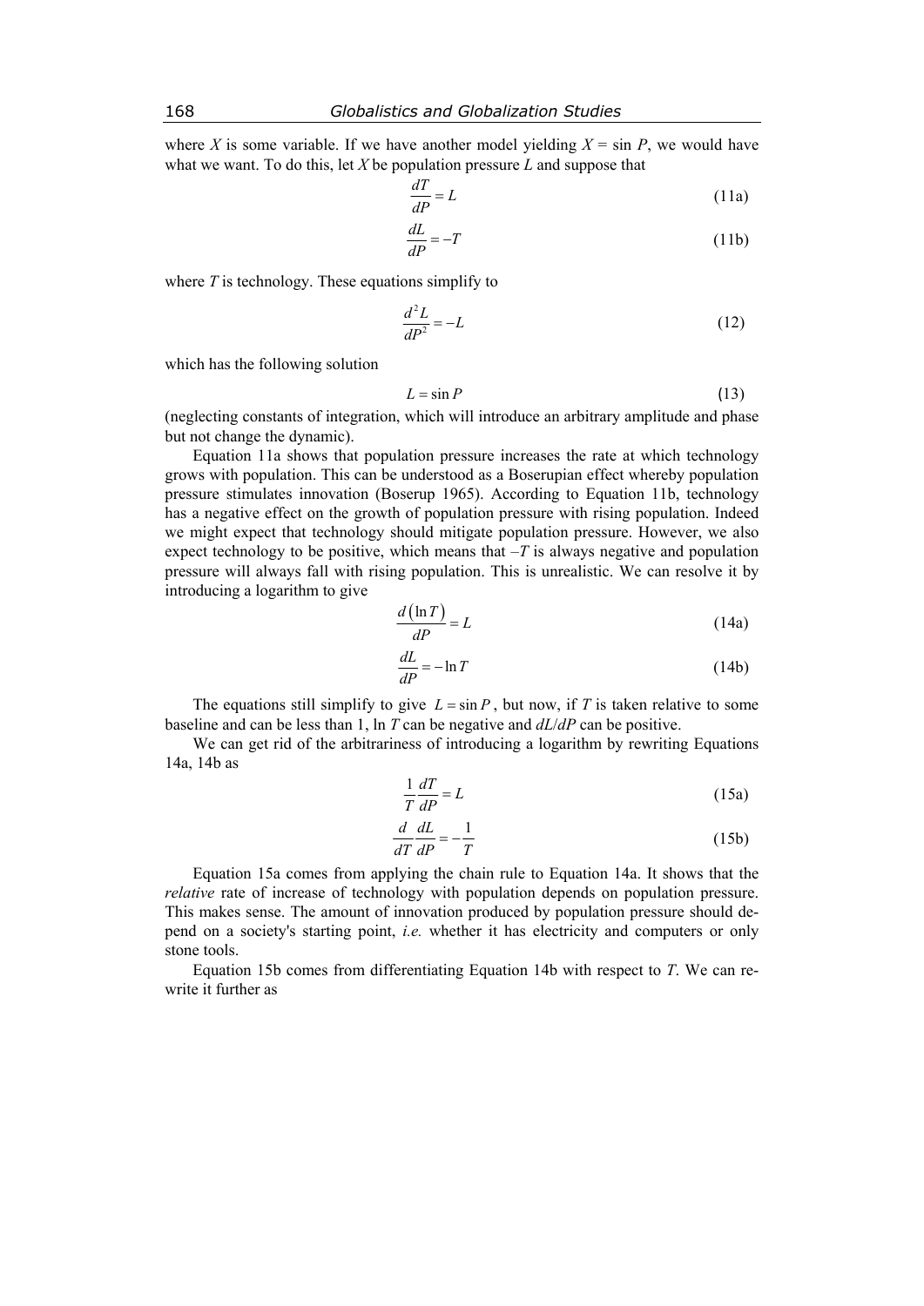where $X$ is some variable. If we have another model yielding $X = \sin P$, we would have what we want. To do this, let $X$ be population pressure $L$ and suppose that

$$\frac{dT}{dP} = L \tag{11a}$$

$$\frac{dL}{dP} = -T \tag{11b}$$

where $T$ is technology. These equations simplify to

$$\frac{d^2L}{dP^2} = -L \tag{12}$$

which has the following solution

$$L = \sin P \tag{13}$$

(neglecting constants of integration, which will introduce an arbitrary amplitude and phase but not change the dynamic).

Equation 11a shows that population pressure increases the rate at which technology grows with population. This can be understood as a Boserupian effect whereby population pressure stimulates innovation (Boserup 1965). According to Equation 11b, technology has a negative effect on the growth of population pressure with rising population. Indeed we might expect that technology should mitigate population pressure. However, we also expect technology to be positive, which means that $-T$ is always negative and population pressure will always fall with rising population. This is unrealistic. We can resolve it by introducing a logarithm to give

$$\frac{d(\ln T)}{dP} = L \tag{14a}$$

$$\frac{dL}{dP} = -\ln T \tag{14b}$$

The equations still simplify to give $L = \sin P$, but now, if $T$ is taken relative to some baseline and can be less than 1, $\ln T$ can be negative and $dL/dP$ can be positive.

We can get rid of the arbitrariness of introducing a logarithm by rewriting Equations 14a, 14b as

$$\frac{1}{T}\frac{dT}{dP} = L \tag{15a}$$

$$\frac{d}{dT}\frac{dL}{dP} = -\frac{1}{T} \tag{15b}$$

Equation 15a comes from applying the chain rule to Equation 14a. It shows that the *relative* rate of increase of technology with population depends on population pressure. This makes sense. The amount of innovation produced by population pressure should depend on a society's starting point, *i.e.* whether it has electricity and computers or only stone tools.

Equation 15b comes from differentiating Equation 14b with respect to $T$. We can rewrite it further as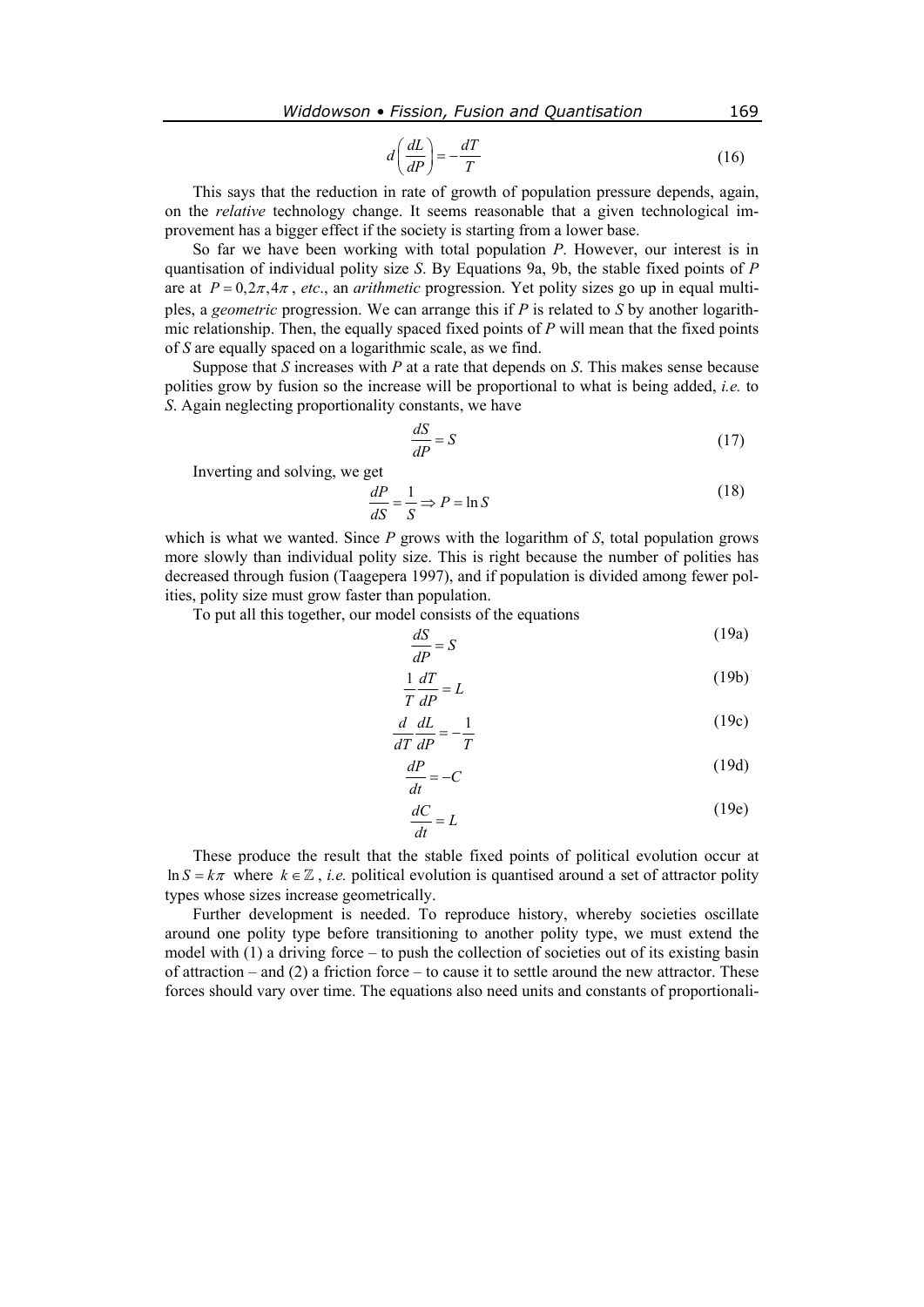$$d\left(\frac{dL}{dP}\right) = -\frac{dT}{T} \tag{16}$$

This says that the reduction in rate of growth of population pressure depends, again, on the *relative* technology change. It seems reasonable that a given technological improvement has a bigger effect if the society is starting from a lower base.

So far we have been working with total population $P$. However, our interest is in quantisation of individual polity size $S$. By Equations 9a, 9b, the stable fixed points of $P$ are at $P = 0, 2\pi, 4\pi$, *etc*., an *arithmetic* progression. Yet polity sizes go up in equal multiples, a *geometric* progression. We can arrange this if $P$ is related to $S$ by another logarithmic relationship. Then, the equally spaced fixed points of $P$ will mean that the fixed points of $S$ are equally spaced on a logarithmic scale, as we find.

Suppose that $S$ increases with $P$ at a rate that depends on $S$. This makes sense because polities grow by fusion so the increase will be proportional to what is being added, *i.e.* to $S$. Again neglecting proportionality constants, we have

$$\frac{dS}{dP} = S \tag{17}$$

Inverting and solving, we get

$$\frac{dP}{dS} = \frac{1}{S} \Rightarrow P = \ln S \tag{18}$$

which is what we wanted. Since $P$ grows with the logarithm of $S$, total population grows more slowly than individual polity size. This is right because the number of polities has decreased through fusion (Taagepera 1997), and if population is divided among fewer polities, polity size must grow faster than population.

To put all this together, our model consists of the equations

$$\frac{dS}{dP} = S \tag{19a}$$

$$\frac{1}{T}\frac{dT}{dP} = L \tag{19b}$$

$$\frac{d}{dT}\frac{dL}{dP} = -\frac{1}{T} \tag{19c}$$

$$\frac{dP}{dt} = -C \tag{19d}$$

$$\frac{dC}{dt} = L \tag{19e}$$

These produce the result that the stable fixed points of political evolution occur at $\ln S = k\pi$ where $k \in \mathbb{Z}$, *i.e.* political evolution is quantised around a set of attractor polity types whose sizes increase geometrically.

Further development is needed. To reproduce history, whereby societies oscillate around one polity type before transitioning to another polity type, we must extend the model with (1) a driving force – to push the collection of societies out of its existing basin of attraction – and (2) a friction force – to cause it to settle around the new attractor. These forces should vary over time. The equations also need units and constants of proportionali-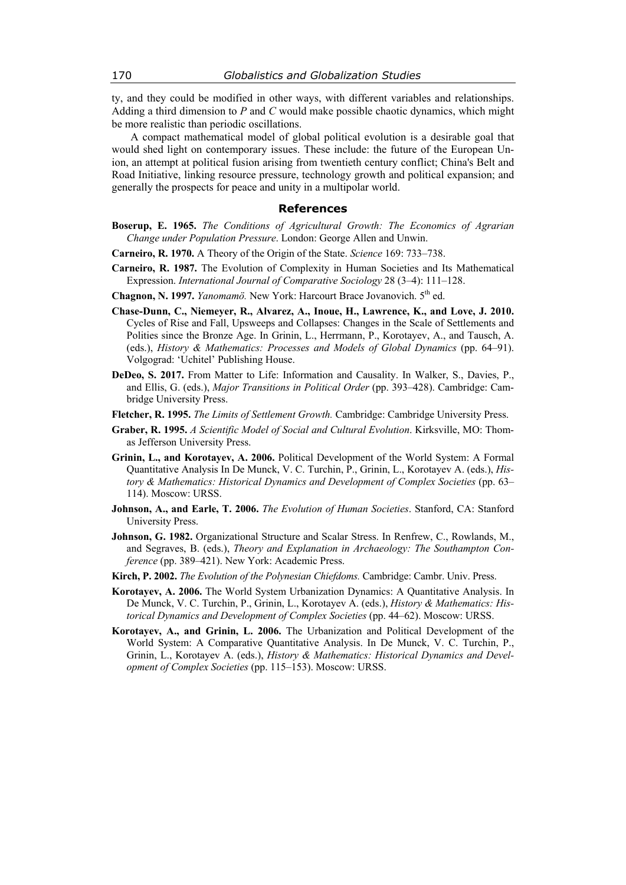ty, and they could be modified in other ways, with different variables and relationships. Adding a third dimension to $P$ and $C$ would make possible chaotic dynamics, which might be more realistic than periodic oscillations.

A compact mathematical model of global political evolution is a desirable goal that would shed light on contemporary issues. These include: the future of the European Union, an attempt at political fusion arising from twentieth century conflict; China's Belt and Road Initiative, linking resource pressure, technology growth and political expansion; and generally the prospects for peace and unity in a multipolar world.

## References

**Boserup, E. 1965.** *The Conditions of Agricultural Growth: The Economics of Agrarian Change under Population Pressure*. London: George Allen and Unwin.

**Carneiro, R. 1970.** A Theory of the Origin of the State. *Science* 169: 733–738.

**Carneiro, R. 1987.** The Evolution of Complexity in Human Societies and Its Mathematical Expression. *International Journal of Comparative Sociology* 28 (3–4): 111–128.

**Chagnon, N. 1997.** *Yanomamö.* New York: Harcourt Brace Jovanovich. 5th ed.

**Chase-Dunn, C., Niemeyer, R., Alvarez, A., Inoue, H., Lawrence, K., and Love, J. 2010.** Cycles of Rise and Fall, Upsweeps and Collapses: Changes in the Scale of Settlements and Polities since the Bronze Age. In Grinin, L., Herrmann, P., Korotayev, A., and Tausch, A. (eds.), *History & Mathematics: Processes and Models of Global Dynamics* (pp. 64–91). Volgograd: 'Uchitel' Publishing House.

**DeDeo, S. 2017.** From Matter to Life: Information and Causality. In Walker, S., Davies, P., and Ellis, G. (eds.), *Major Transitions in Political Order* (pp. 393–428). Cambridge: Cambridge University Press.

**Fletcher, R. 1995.** *The Limits of Settlement Growth.* Cambridge: Cambridge University Press.

**Graber, R. 1995.** *A Scientific Model of Social and Cultural Evolution*. Kirksville, MO: Thomas Jefferson University Press.

**Grinin, L., and Korotayev, A. 2006.** Political Development of the World System: A Formal Quantitative Analysis In De Munck, V. C. Turchin, P., Grinin, L., Korotayev A. (eds.), *History & Mathematics: Historical Dynamics and Development of Complex Societies* (pp. 63–114). Moscow: URSS.

**Johnson, A., and Earle, T. 2006.** *The Evolution of Human Societies*. Stanford, CA: Stanford University Press.

**Johnson, G. 1982.** Organizational Structure and Scalar Stress. In Renfrew, C., Rowlands, M., and Segraves, B. (eds.), *Theory and Explanation in Archaeology: The Southampton Conference* (pp. 389–421). New York: Academic Press.

**Kirch, P. 2002.** *The Evolution of the Polynesian Chiefdoms.* Cambridge: Cambr. Univ. Press.

**Korotayev, A. 2006.** The World System Urbanization Dynamics: A Quantitative Analysis. In De Munck, V. C. Turchin, P., Grinin, L., Korotayev A. (eds.), *History & Mathematics: Historical Dynamics and Development of Complex Societies* (pp. 44–62). Moscow: URSS.

**Korotayev, A., and Grinin, L. 2006.** The Urbanization and Political Development of the World System: A Comparative Quantitative Analysis. In De Munck, V. C. Turchin, P., Grinin, L., Korotayev A. (eds.), *History & Mathematics: Historical Dynamics and Development of Complex Societies* (pp. 115–153). Moscow: URSS.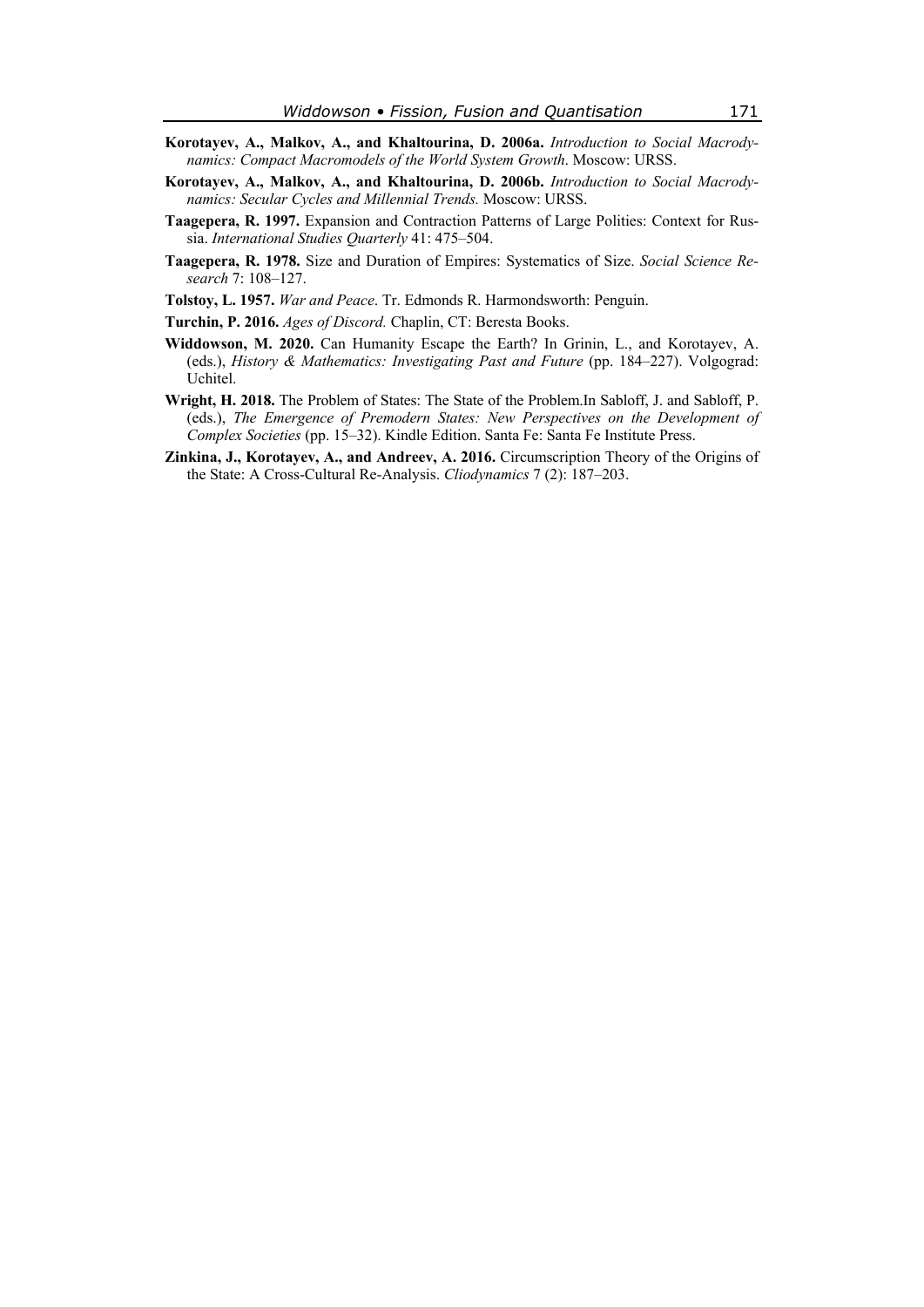**Korotayev, A., Malkov, A., and Khaltourina, D. 2006a.** *Introduction to Social Macrodynamics: Compact Macromodels of the World System Growth*. Moscow: URSS.

**Korotayev, A., Malkov, A., and Khaltourina, D. 2006b.** *Introduction to Social Macrodynamics: Secular Cycles and Millennial Trends.* Moscow: URSS.

**Taagepera, R. 1997.** Expansion and Contraction Patterns of Large Polities: Context for Russia. *International Studies Quarterly* 41: 475–504.

**Taagepera, R. 1978.** Size and Duration of Empires: Systematics of Size. *Social Science Research* 7: 108–127.

**Tolstoy, L. 1957.** *War and Peace*. Tr. Edmonds R. Harmondsworth: Penguin.

**Turchin, P. 2016.** *Ages of Discord.* Chaplin, CT: Beresta Books.

**Widdowson, M. 2020.** Can Humanity Escape the Earth? In Grinin, L., and Korotayev, A. (eds.), *History & Mathematics: Investigating Past and Future* (pp. 184–227). Volgograd: Uchitel.

**Wright, H. 2018.** The Problem of States: The State of the Problem.In Sabloff, J. and Sabloff, P. (eds.), *The Emergence of Premodern States: New Perspectives on the Development of Complex Societies* (pp. 15–32). Kindle Edition. Santa Fe: Santa Fe Institute Press.

**Zinkina, J., Korotayev, A., and Andreev, A. 2016.** Circumscription Theory of the Origins of the State: A Cross-Cultural Re-Analysis. *Cliodynamics* 7 (2): 187–203.